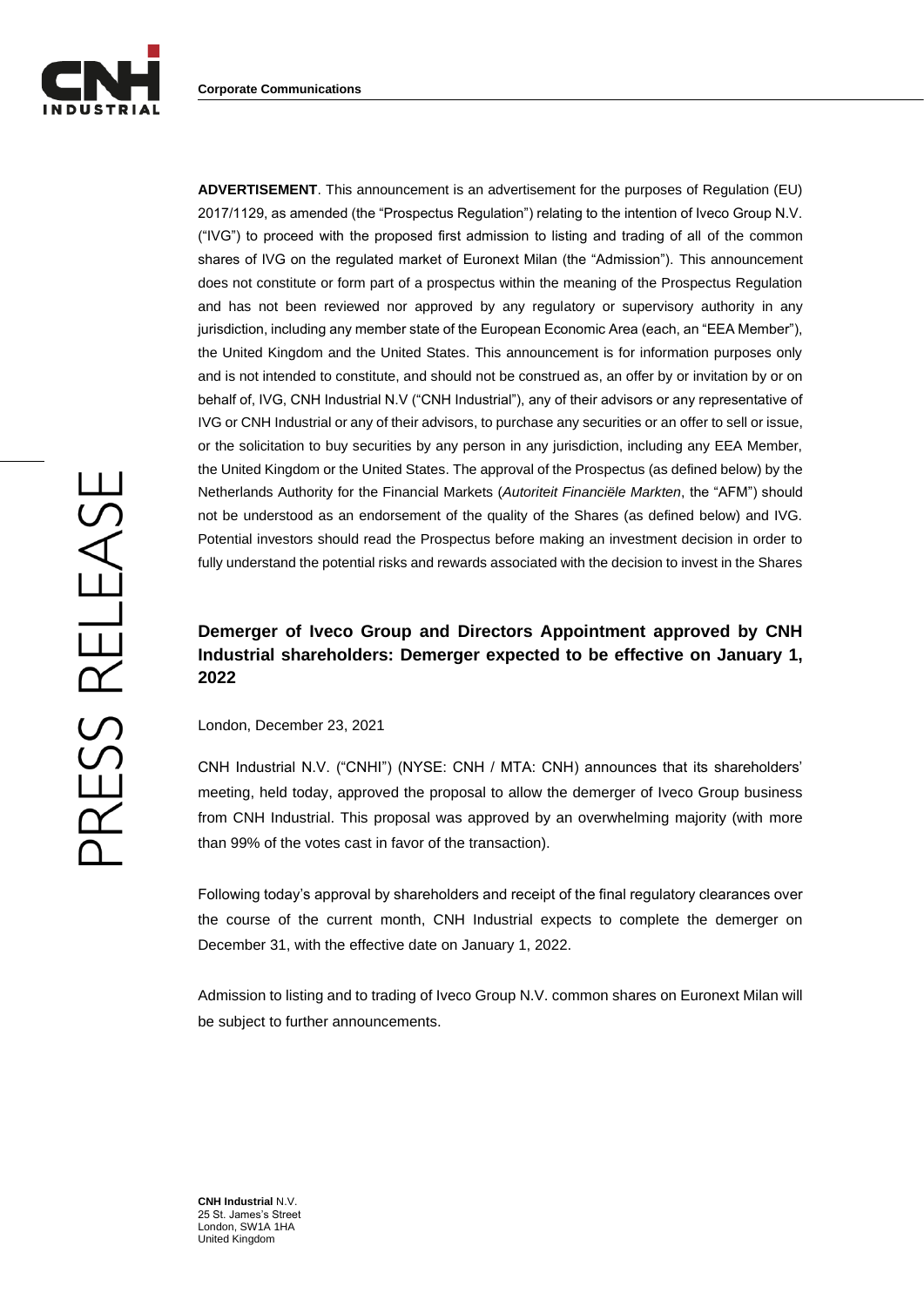**ADVERTISEMENT**. This announcement is an advertisement for the purposes of Regulation (EU) 2017/1129, as amended (the "Prospectus Regulation") relating to the intention of Iveco Group N.V. ("IVG") to proceed with the proposed first admission to listing and trading of all of the common shares of IVG on the regulated market of Euronext Milan (the "Admission"). This announcement does not constitute or form part of a prospectus within the meaning of the Prospectus Regulation and has not been reviewed nor approved by any regulatory or supervisory authority in any jurisdiction, including any member state of the European Economic Area (each, an "EEA Member"), the United Kingdom and the United States. This announcement is for information purposes only and is not intended to constitute, and should not be construed as, an offer by or invitation by or on behalf of, IVG, CNH Industrial N.V ("CNH Industrial"), any of their advisors or any representative of IVG or CNH Industrial or any of their advisors, to purchase any securities or an offer to sell or issue, or the solicitation to buy securities by any person in any jurisdiction, including any EEA Member, the United Kingdom or the United States. The approval of the Prospectus (as defined below) by the Netherlands Authority for the Financial Markets (*Autoriteit Financiële Markten*, the "AFM") should not be understood as an endorsement of the quality of the Shares (as defined below) and IVG. Potential investors should read the Prospectus before making an investment decision in order to fully understand the potential risks and rewards associated with the decision to invest in the Shares

# Demerger of Iveco Group and Directors Appointment approved by CNH Industrial shareholders: Demerger expected to be effective on January 1, 2022

London, December 23, 2021

CNH Industrial N.V. ("CNHI") (NYSE: CNH / MTA: CNH) announces that its shareholders' meeting, held today, approved the proposal to allow the demerger of Iveco Group business from CNH Industrial. This proposal was approved by an overwhelming majority (with more than 99% of the votes cast in favor of the transaction).

Following today's approval by shareholders and receipt of the final regulatory clearances over the course of the current month, CNH Industrial expects to complete the demerger on December 31, with the effective date on January 1, 2022.

Admission to listing and to trading of Iveco Group N.V. common shares on Euronext Milan will be subject to further announcements.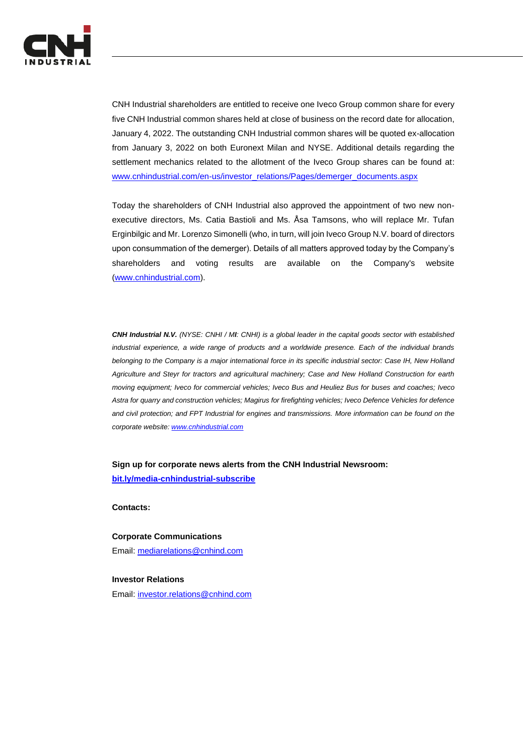CNH Industrial shareholders are entitled to receive one Iveco Group common share for every five CNH Industrial common shares held at close of business on the record date for allocation, January 4, 2022. The outstanding CNH Industrial common shares will be quoted ex-allocation from January 3, 2022 on both Euronext Milan and NYSE. Additional details regarding the settlement mechanics related to the allotment of the Iveco Group shares can be found at: [www.cnhindustrial.com/en-us/investor_relations/Pages/demerger_documents.aspx](www.cnhindustrial.com/en-us/investor_relations/Pages/demerger_documents.aspx)

Today the shareholders of CNH Industrial also approved the appointment of two new non-executive directors, Ms. Catia Bastioli and Ms. Åsa Tamsons, who will replace Mr. Tufan Erginbilgic and Mr. Lorenzo Simonelli (who, in turn, will join Iveco Group N.V. board of directors upon consummation of the demerger). Details of all matters approved today by the Company's shareholders and voting results are available on the Company's website ([www.cnhindustrial.com](www.cnhindustrial.com)).

***CNH Industrial N.V.*** *(NYSE: CNHI / MI: CNHI) is a global leader in the capital goods sector with established industrial experience, a wide range of products and a worldwide presence. Each of the individual brands belonging to the Company is a major international force in its specific industrial sector: Case IH, New Holland Agriculture and Steyr for tractors and agricultural machinery; Case and New Holland Construction for earth moving equipment; Iveco for commercial vehicles; Iveco Bus and Heuliez Bus for buses and coaches; Iveco Astra for quarry and construction vehicles; Magirus for firefighting vehicles; Iveco Defence Vehicles for defence and civil protection; and FPT Industrial for engines and transmissions. More information can be found on the corporate website: [www.cnhindustrial.com](www.cnhindustrial.com)*

**Sign up for corporate news alerts from the CNH Industrial Newsroom:**
**[bit.ly/media-cnhindustrial-subscribe](bit.ly/media-cnhindustrial-subscribe)**

**Contacts:**

**Corporate Communications**
Email: [mediarelations@cnhind.com](mailto:mediarelations@cnhind.com)

**Investor Relations**
Email: [investor.relations@cnhind.com](mailto:investor.relations@cnhind.com)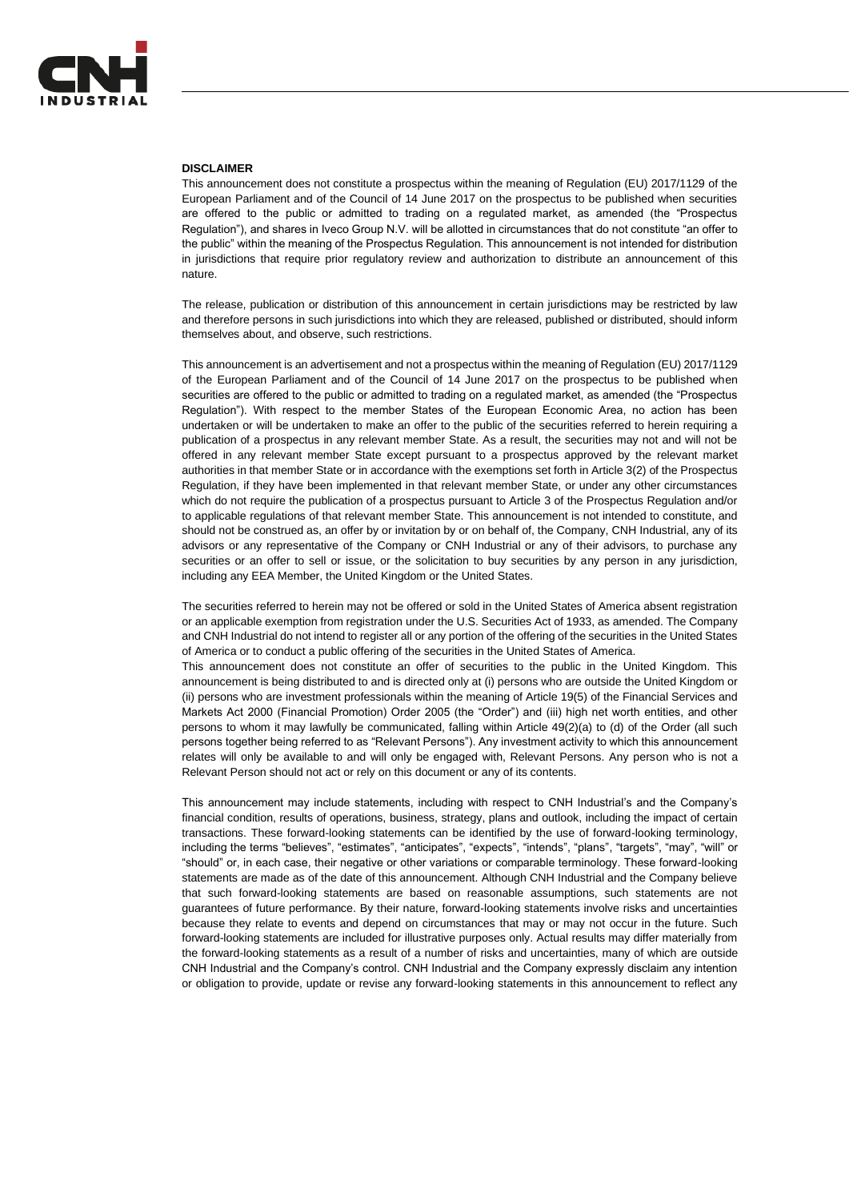**DISCLAIMER**

This announcement does not constitute a prospectus within the meaning of Regulation (EU) 2017/1129 of the European Parliament and of the Council of 14 June 2017 on the prospectus to be published when securities are offered to the public or admitted to trading on a regulated market, as amended (the "Prospectus Regulation"), and shares in Iveco Group N.V. will be allotted in circumstances that do not constitute "an offer to the public" within the meaning of the Prospectus Regulation. This announcement is not intended for distribution in jurisdictions that require prior regulatory review and authorization to distribute an announcement of this nature.

The release, publication or distribution of this announcement in certain jurisdictions may be restricted by law and therefore persons in such jurisdictions into which they are released, published or distributed, should inform themselves about, and observe, such restrictions.

This announcement is an advertisement and not a prospectus within the meaning of Regulation (EU) 2017/1129 of the European Parliament and of the Council of 14 June 2017 on the prospectus to be published when securities are offered to the public or admitted to trading on a regulated market, as amended (the "Prospectus Regulation"). With respect to the member States of the European Economic Area, no action has been undertaken or will be undertaken to make an offer to the public of the securities referred to herein requiring a publication of a prospectus in any relevant member State. As a result, the securities may not and will not be offered in any relevant member State except pursuant to a prospectus approved by the relevant market authorities in that member State or in accordance with the exemptions set forth in Article 3(2) of the Prospectus Regulation, if they have been implemented in that relevant member State, or under any other circumstances which do not require the publication of a prospectus pursuant to Article 3 of the Prospectus Regulation and/or to applicable regulations of that relevant member State. This announcement is not intended to constitute, and should not be construed as, an offer by or invitation by or on behalf of, the Company, CNH Industrial, any of its advisors or any representative of the Company or CNH Industrial or any of their advisors, to purchase any securities or an offer to sell or issue, or the solicitation to buy securities by any person in any jurisdiction, including any EEA Member, the United Kingdom or the United States.

The securities referred to herein may not be offered or sold in the United States of America absent registration or an applicable exemption from registration under the U.S. Securities Act of 1933, as amended. The Company and CNH Industrial do not intend to register all or any portion of the offering of the securities in the United States of America or to conduct a public offering of the securities in the United States of America.

This announcement does not constitute an offer of securities to the public in the United Kingdom. This announcement is being distributed to and is directed only at (i) persons who are outside the United Kingdom or (ii) persons who are investment professionals within the meaning of Article 19(5) of the Financial Services and Markets Act 2000 (Financial Promotion) Order 2005 (the "Order") and (iii) high net worth entities, and other persons to whom it may lawfully be communicated, falling within Article 49(2)(a) to (d) of the Order (all such persons together being referred to as "Relevant Persons"). Any investment activity to which this announcement relates will only be available to and will only be engaged with, Relevant Persons. Any person who is not a Relevant Person should not act or rely on this document or any of its contents.

This announcement may include statements, including with respect to CNH Industrial's and the Company's financial condition, results of operations, business, strategy, plans and outlook, including the impact of certain transactions. These forward-looking statements can be identified by the use of forward-looking terminology, including the terms "believes", "estimates", "anticipates", "expects", "intends", "plans", "targets", "may", "will" or "should" or, in each case, their negative or other variations or comparable terminology. These forward-looking statements are made as of the date of this announcement. Although CNH Industrial and the Company believe that such forward-looking statements are based on reasonable assumptions, such statements are not guarantees of future performance. By their nature, forward-looking statements involve risks and uncertainties because they relate to events and depend on circumstances that may or may not occur in the future. Such forward-looking statements are included for illustrative purposes only. Actual results may differ materially from the forward-looking statements as a result of a number of risks and uncertainties, many of which are outside CNH Industrial and the Company's control. CNH Industrial and the Company expressly disclaim any intention or obligation to provide, update or revise any forward-looking statements in this announcement to reflect any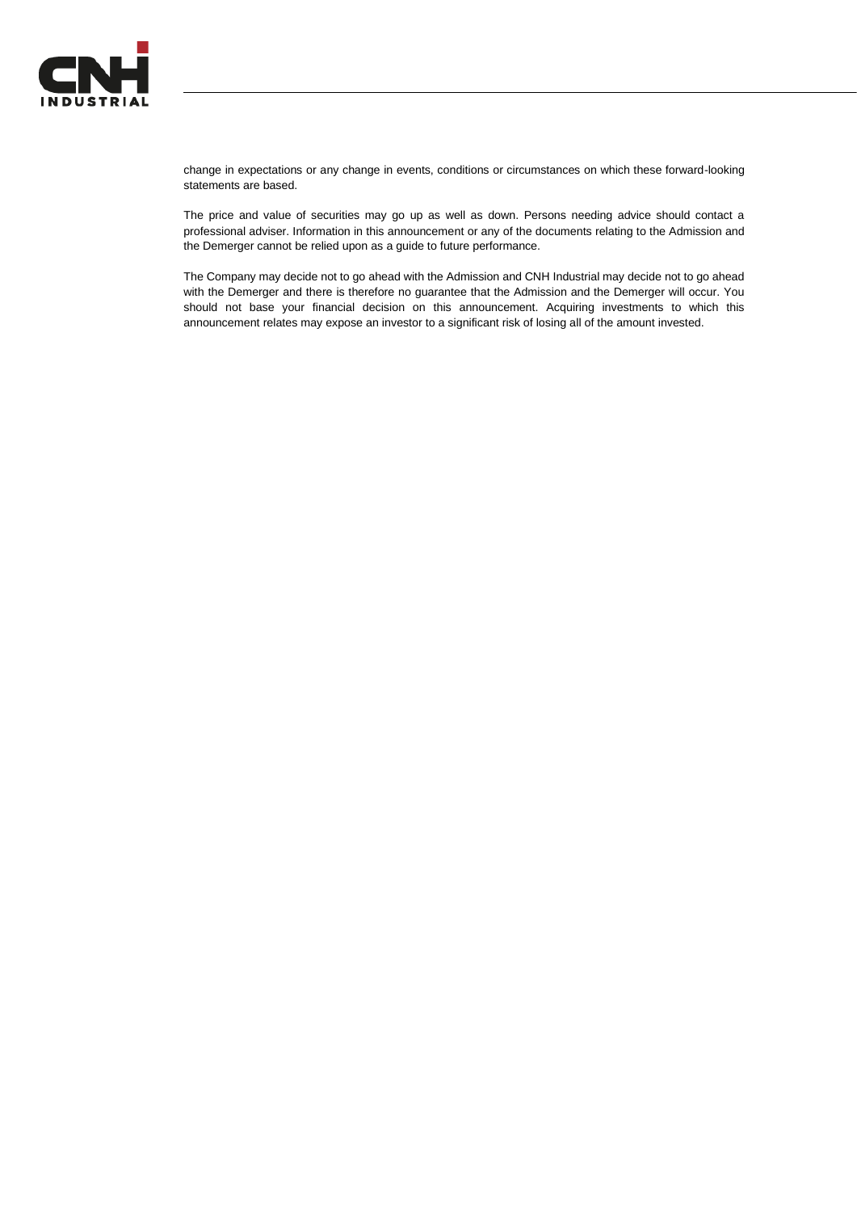change in expectations or any change in events, conditions or circumstances on which these forward-looking statements are based.

The price and value of securities may go up as well as down. Persons needing advice should contact a professional adviser. Information in this announcement or any of the documents relating to the Admission and the Demerger cannot be relied upon as a guide to future performance.

The Company may decide not to go ahead with the Admission and CNH Industrial may decide not to go ahead with the Demerger and there is therefore no guarantee that the Admission and the Demerger will occur. You should not base your financial decision on this announcement. Acquiring investments to which this announcement relates may expose an investor to a significant risk of losing all of the amount invested.